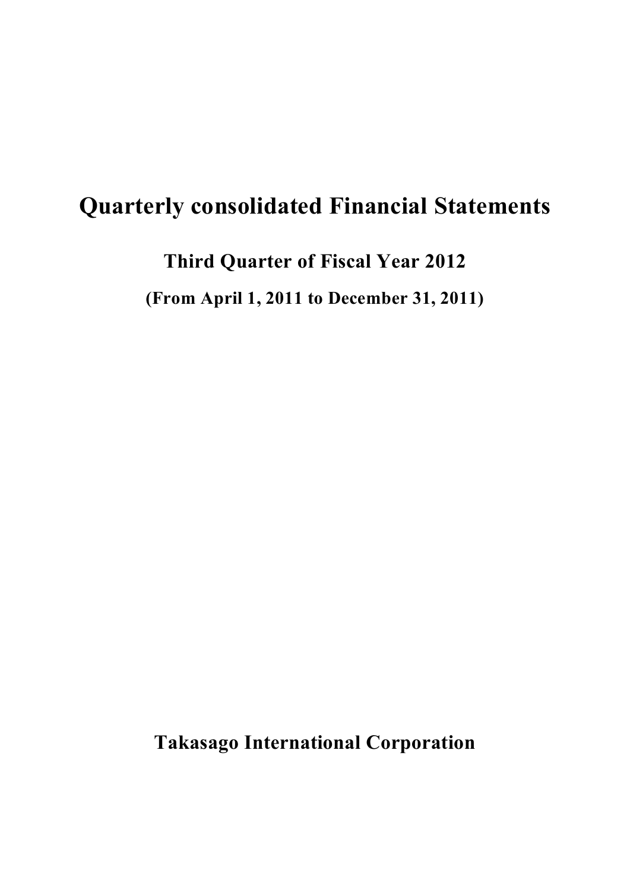# Quarterly consolidated Financial Statements

## Third Quarter of Fiscal Year 2012

**(From April 1, 2011 to December 31, 2011)**

**Takasago International Corporation**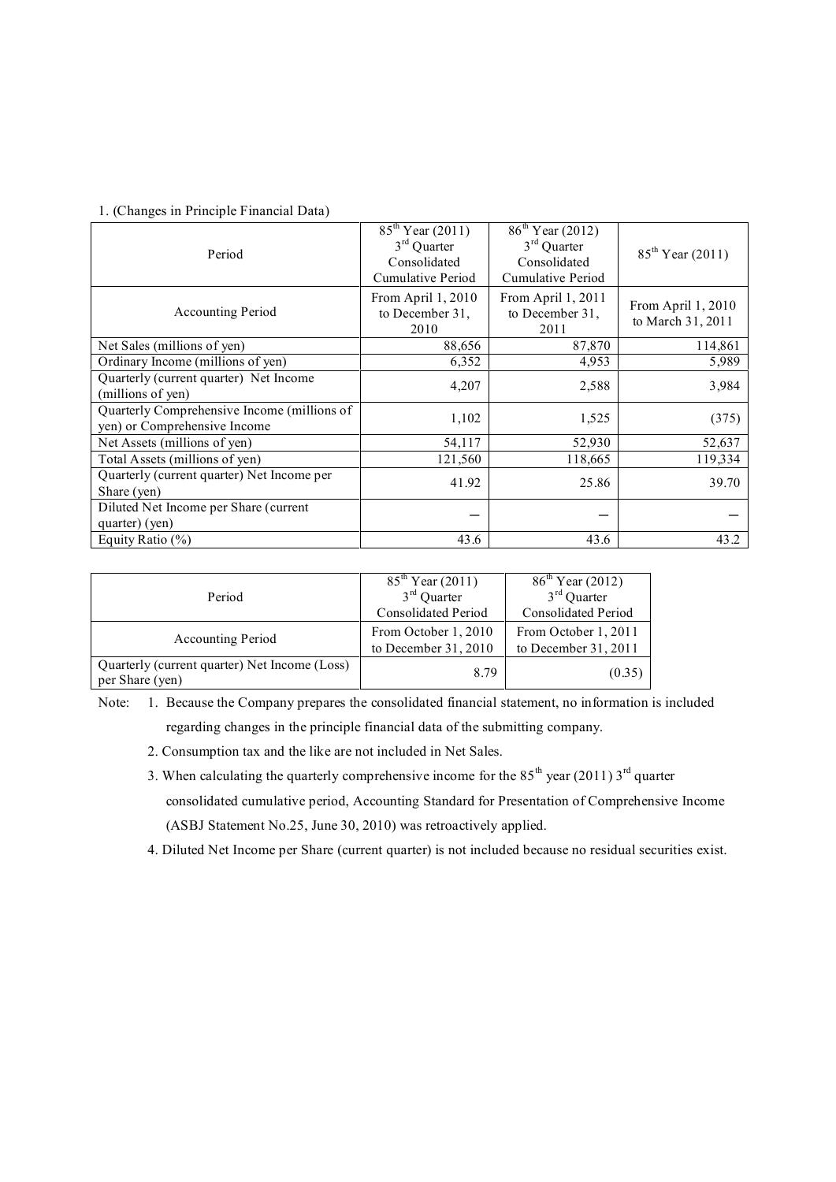1. (Changes in Principle Financial Data)

| Period | 85th Year (2011) 3rd Quarter Consolidated Cumulative Period | 86th Year (2012) 3rd Quarter Consolidated Cumulative Period | 85th Year (2011) |
|---|---|---|---|
| Accounting Period | From April 1, 2010 to December 31, 2010 | From April 1, 2011 to December 31, 2011 | From April 1, 2010 to March 31, 2011 |
| Net Sales (millions of yen) | 88,656 | 87,870 | 114,861 |
| Ordinary Income (millions of yen) | 6,352 | 4,953 | 5,989 |
| Quarterly (current quarter) Net Income (millions of yen) | 4,207 | 2,588 | 3,984 |
| Quarterly Comprehensive Income (millions of yen) or Comprehensive Income | 1,102 | 1,525 | (375) |
| Net Assets (millions of yen) | 54,117 | 52,930 | 52,637 |
| Total Assets (millions of yen) | 121,560 | 118,665 | 119,334 |
| Quarterly (current quarter) Net Income per Share (yen) | 41.92 | 25.86 | 39.70 |
| Diluted Net Income per Share (current quarter) (yen) | — | — | — |
| Equity Ratio (%) | 43.6 | 43.6 | 43.2 |

| Period | 85th Year (2011) 3rd Quarter Consolidated Period | 86th Year (2012) 3rd Quarter Consolidated Period |
|---|---|---|
| Accounting Period | From October 1, 2010 to December 31, 2010 | From October 1, 2011 to December 31, 2011 |
| Quarterly (current quarter) Net Income (Loss) per Share (yen) | 8.79 | (0.35) |

Note:
1. Because the Company prepares the consolidated financial statement, no information is included regarding changes in the principle financial data of the submitting company.
2. Consumption tax and the like are not included in Net Sales.
3. When calculating the quarterly comprehensive income for the 85th year (2011) 3rd quarter consolidated cumulative period, Accounting Standard for Presentation of Comprehensive Income (ASBJ Statement No.25, June 30, 2010) was retroactively applied.
4. Diluted Net Income per Share (current quarter) is not included because no residual securities exist.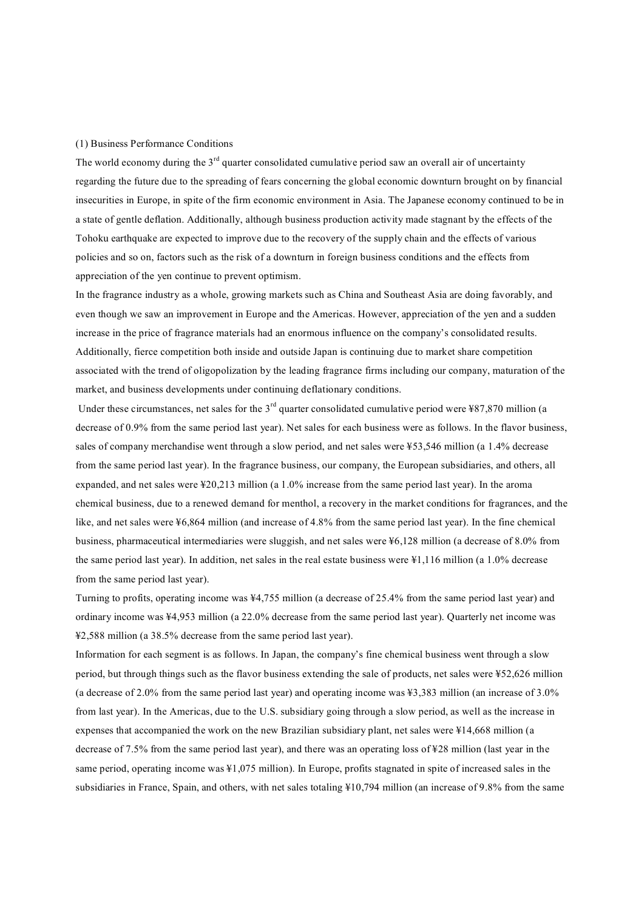(1) Business Performance Conditions

The world economy during the 3rd quarter consolidated cumulative period saw an overall air of uncertainty regarding the future due to the spreading of fears concerning the global economic downturn brought on by financial insecurities in Europe, in spite of the firm economic environment in Asia. The Japanese economy continued to be in a state of gentle deflation. Additionally, although business production activity made stagnant by the effects of the Tohoku earthquake are expected to improve due to the recovery of the supply chain and the effects of various policies and so on, factors such as the risk of a downturn in foreign business conditions and the effects from appreciation of the yen continue to prevent optimism.

In the fragrance industry as a whole, growing markets such as China and Southeast Asia are doing favorably, and even though we saw an improvement in Europe and the Americas. However, appreciation of the yen and a sudden increase in the price of fragrance materials had an enormous influence on the company's consolidated results. Additionally, fierce competition both inside and outside Japan is continuing due to market share competition associated with the trend of oligopolization by the leading fragrance firms including our company, maturation of the market, and business developments under continuing deflationary conditions.

Under these circumstances, net sales for the 3rd quarter consolidated cumulative period were ¥87,870 million (a decrease of 0.9% from the same period last year). Net sales for each business were as follows. In the flavor business, sales of company merchandise went through a slow period, and net sales were ¥53,546 million (a 1.4% decrease from the same period last year). In the fragrance business, our company, the European subsidiaries, and others, all expanded, and net sales were ¥20,213 million (a 1.0% increase from the same period last year). In the aroma chemical business, due to a renewed demand for menthol, a recovery in the market conditions for fragrances, and the like, and net sales were ¥6,864 million (and increase of 4.8% from the same period last year). In the fine chemical business, pharmaceutical intermediaries were sluggish, and net sales were ¥6,128 million (a decrease of 8.0% from the same period last year). In addition, net sales in the real estate business were ¥1,116 million (a 1.0% decrease from the same period last year).

Turning to profits, operating income was ¥4,755 million (a decrease of 25.4% from the same period last year) and ordinary income was ¥4,953 million (a 22.0% decrease from the same period last year). Quarterly net income was ¥2,588 million (a 38.5% decrease from the same period last year).

Information for each segment is as follows. In Japan, the company's fine chemical business went through a slow period, but through things such as the flavor business extending the sale of products, net sales were ¥52,626 million (a decrease of 2.0% from the same period last year) and operating income was ¥3,383 million (an increase of 3.0% from last year). In the Americas, due to the U.S. subsidiary going through a slow period, as well as the increase in expenses that accompanied the work on the new Brazilian subsidiary plant, net sales were ¥14,668 million (a decrease of 7.5% from the same period last year), and there was an operating loss of ¥28 million (last year in the same period, operating income was ¥1,075 million). In Europe, profits stagnated in spite of increased sales in the subsidiaries in France, Spain, and others, with net sales totaling ¥10,794 million (an increase of 9.8% from the same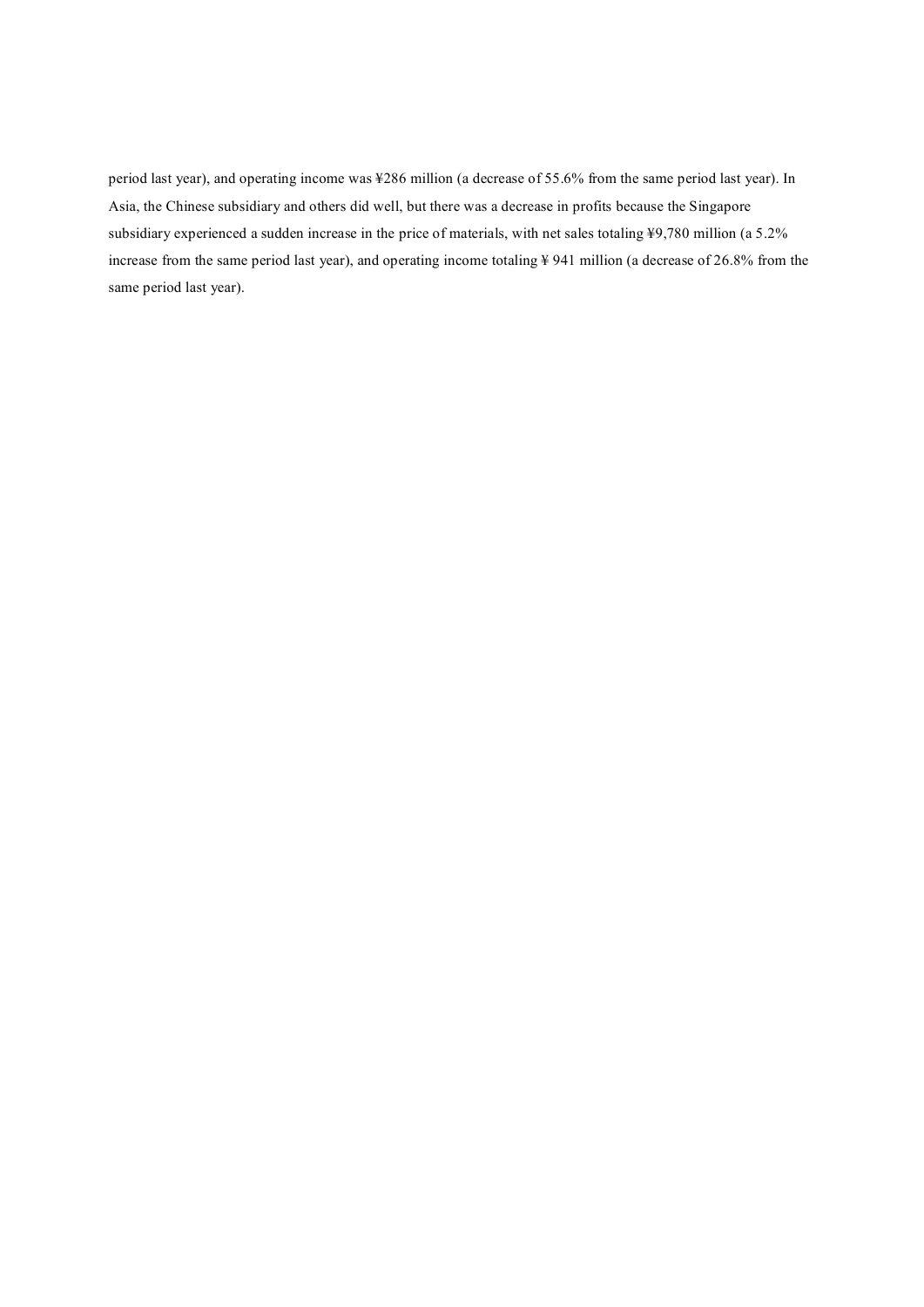period last year), and operating income was ¥286 million (a decrease of 55.6% from the same period last year). In Asia, the Chinese subsidiary and others did well, but there was a decrease in profits because the Singapore subsidiary experienced a sudden increase in the price of materials, with net sales totaling ¥9,780 million (a 5.2% increase from the same period last year), and operating income totaling ¥ 941 million (a decrease of 26.8% from the same period last year).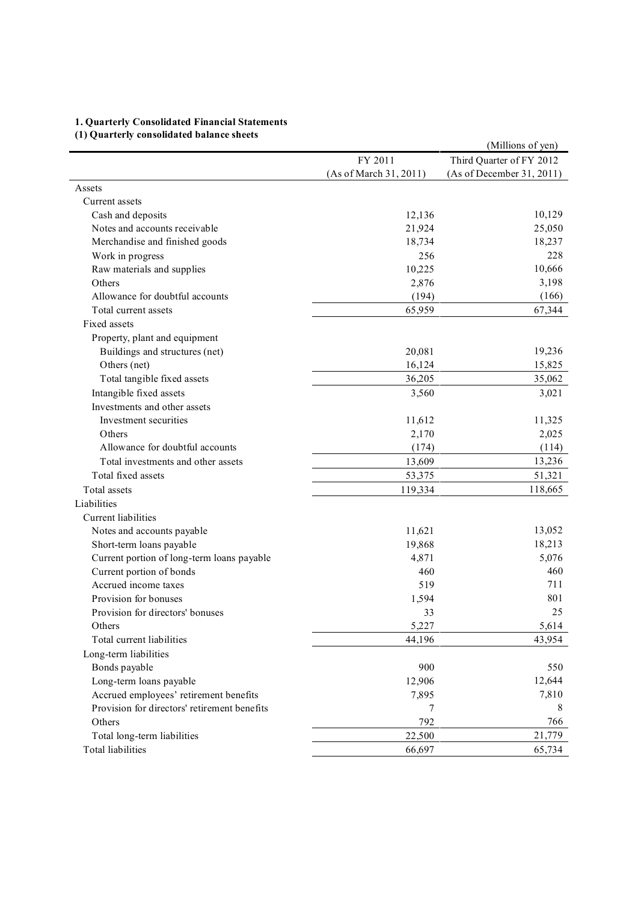**1. Quarterly Consolidated Financial Statements**

**(1) Quarterly consolidated balance sheets**

(Millions of yen)

| | FY 2011 (As of March 31, 2011) | Third Quarter of FY 2012 (As of December 31, 2011) |
|---|---|---|
| Assets | | |
| Current assets | | |
| Cash and deposits | 12,136 | 10,129 |
| Notes and accounts receivable | 21,924 | 25,050 |
| Merchandise and finished goods | 18,734 | 18,237 |
| Work in progress | 256 | 228 |
| Raw materials and supplies | 10,225 | 10,666 |
| Others | 2,876 | 3,198 |
| Allowance for doubtful accounts | (194) | (166) |
| Total current assets | 65,959 | 67,344 |
| Fixed assets | | |
| Property, plant and equipment | | |
| Buildings and structures (net) | 20,081 | 19,236 |
| Others (net) | 16,124 | 15,825 |
| Total tangible fixed assets | 36,205 | 35,062 |
| Intangible fixed assets | 3,560 | 3,021 |
| Investments and other assets | | |
| Investment securities | 11,612 | 11,325 |
| Others | 2,170 | 2,025 |
| Allowance for doubtful accounts | (174) | (114) |
| Total investments and other assets | 13,609 | 13,236 |
| Total fixed assets | 53,375 | 51,321 |
| Total assets | 119,334 | 118,665 |
| Liabilities | | |
| Current liabilities | | |
| Notes and accounts payable | 11,621 | 13,052 |
| Short-term loans payable | 19,868 | 18,213 |
| Current portion of long-term loans payable | 4,871 | 5,076 |
| Current portion of bonds | 460 | 460 |
| Accrued income taxes | 519 | 711 |
| Provision for bonuses | 1,594 | 801 |
| Provision for directors' bonuses | 33 | 25 |
| Others | 5,227 | 5,614 |
| Total current liabilities | 44,196 | 43,954 |
| Long-term liabilities | | |
| Bonds payable | 900 | 550 |
| Long-term loans payable | 12,906 | 12,644 |
| Accrued employees' retirement benefits | 7,895 | 7,810 |
| Provision for directors' retirement benefits | 7 | 8 |
| Others | 792 | 766 |
| Total long-term liabilities | 22,500 | 21,779 |
| Total liabilities | 66,697 | 65,734 |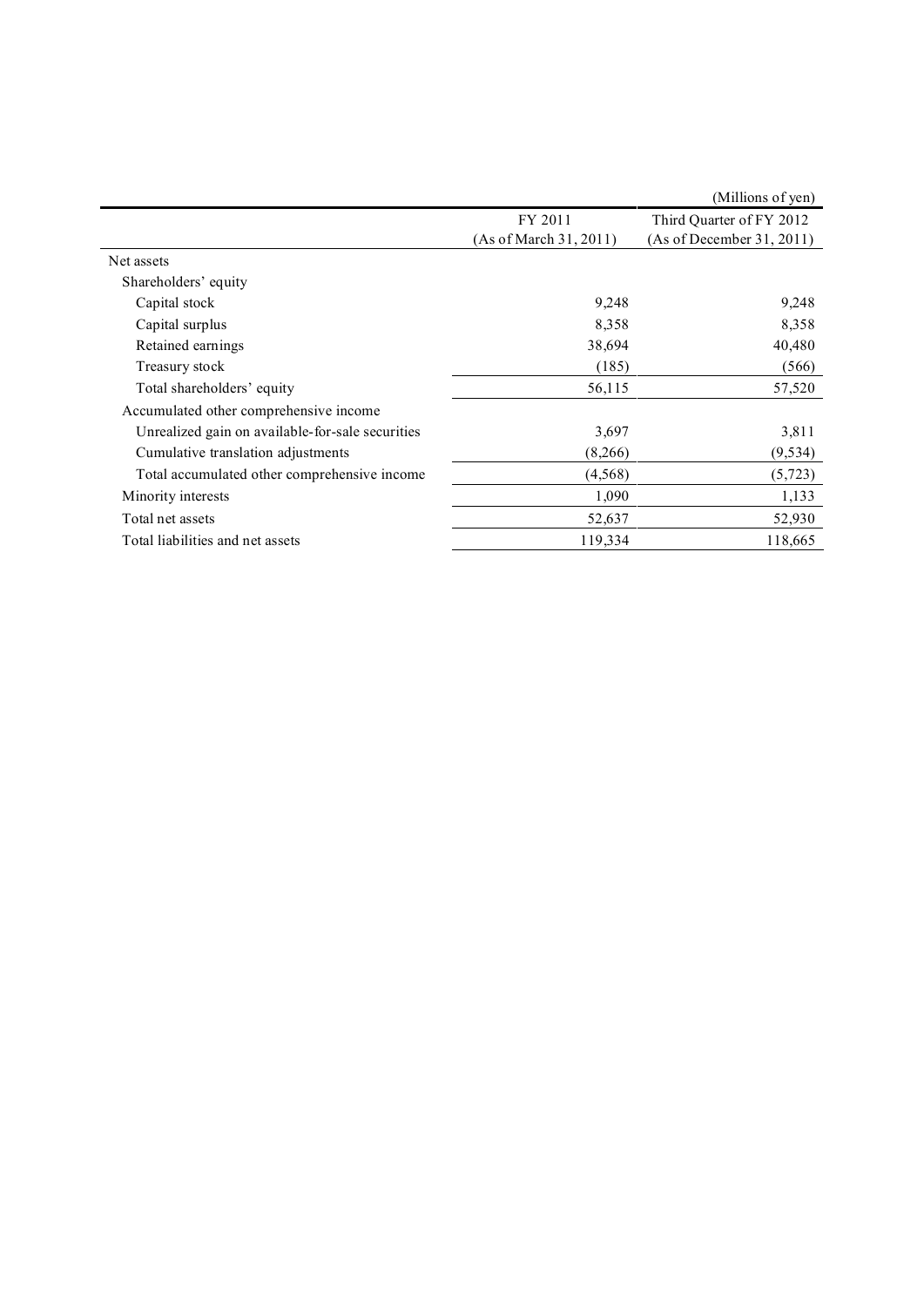(Millions of yen)

| | FY 2011 (As of March 31, 2011) | Third Quarter of FY 2012 (As of December 31, 2011) |
|---|---|---|
| Net assets | | |
| Shareholders' equity | | |
| Capital stock | 9,248 | 9,248 |
| Capital surplus | 8,358 | 8,358 |
| Retained earnings | 38,694 | 40,480 |
| Treasury stock | (185) | (566) |
| Total shareholders' equity | 56,115 | 57,520 |
| Accumulated other comprehensive income | | |
| Unrealized gain on available-for-sale securities | 3,697 | 3,811 |
| Cumulative translation adjustments | (8,266) | (9,534) |
| Total accumulated other comprehensive income | (4,568) | (5,723) |
| Minority interests | 1,090 | 1,133 |
| Total net assets | 52,637 | 52,930 |
| Total liabilities and net assets | 119,334 | 118,665 |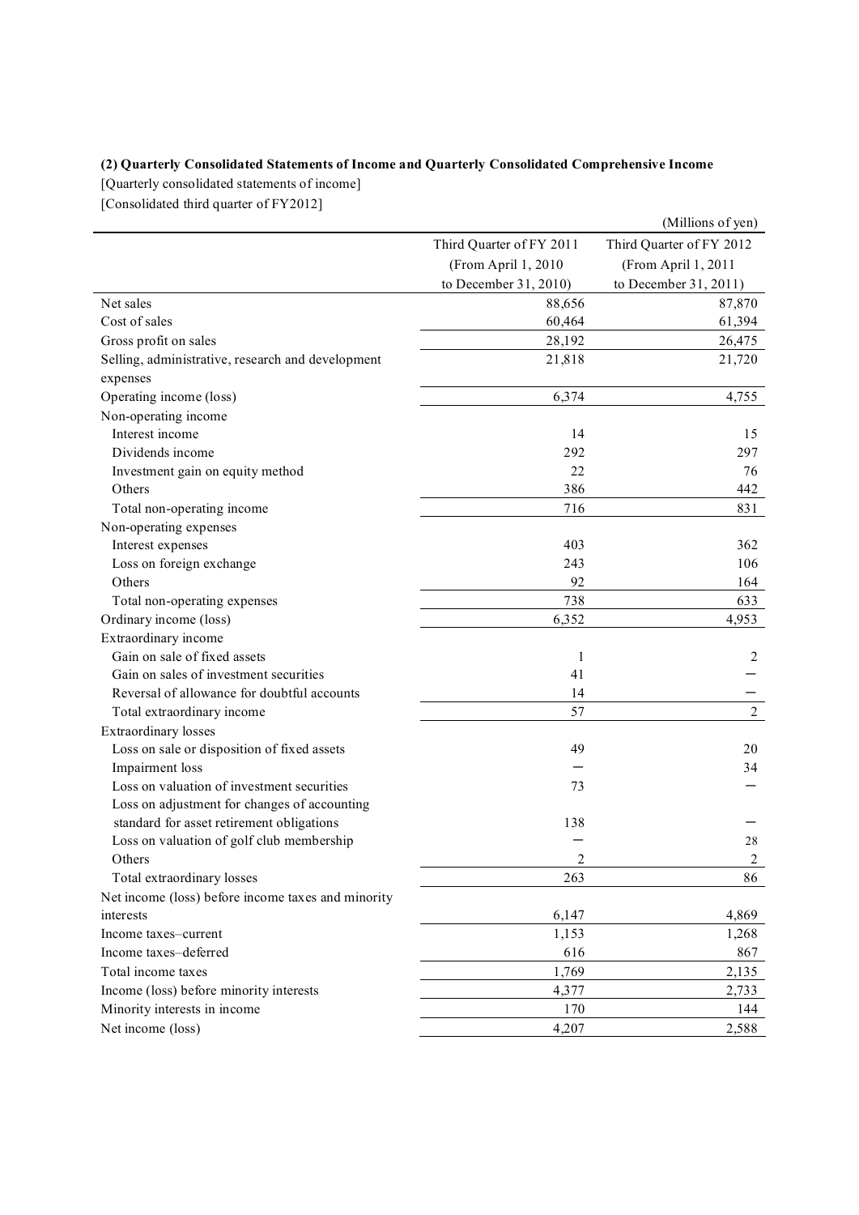### (2) Quarterly Consolidated Statements of Income and Quarterly Consolidated Comprehensive Income

[Quarterly consolidated statements of income]

[Consolidated third quarter of FY2012]

(Millions of yen)

| | Third Quarter of FY 2011 (From April 1, 2010 to December 31, 2010) | Third Quarter of FY 2012 (From April 1, 2011 to December 31, 2011) |
|---|---|---|
| Net sales | 88,656 | 87,870 |
| Cost of sales | 60,464 | 61,394 |
| Gross profit on sales | 28,192 | 26,475 |
| Selling, administrative, research and development expenses | 21,818 | 21,720 |
| Operating income (loss) | 6,374 | 4,755 |
| Non-operating income | | |
| Interest income | 14 | 15 |
| Dividends income | 292 | 297 |
| Investment gain on equity method | 22 | 76 |
| Others | 386 | 442 |
| Total non-operating income | 716 | 831 |
| Non-operating expenses | | |
| Interest expenses | 403 | 362 |
| Loss on foreign exchange | 243 | 106 |
| Others | 92 | 164 |
| Total non-operating expenses | 738 | 633 |
| Ordinary income (loss) | 6,352 | 4,953 |
| Extraordinary income | | |
| Gain on sale of fixed assets | 1 | 2 |
| Gain on sales of investment securities | 41 | － |
| Reversal of allowance for doubtful accounts | 14 | － |
| Total extraordinary income | 57 | 2 |
| Extraordinary losses | | |
| Loss on sale or disposition of fixed assets | 49 | 20 |
| Impairment loss | － | 34 |
| Loss on valuation of investment securities | 73 | － |
| Loss on adjustment for changes of accounting standard for asset retirement obligations | 138 | － |
| Loss on valuation of golf club membership | － | 28 |
| Others | 2 | 2 |
| Total extraordinary losses | 263 | 86 |
| Net income (loss) before income taxes and minority interests | 6,147 | 4,869 |
| Income taxes–current | 1,153 | 1,268 |
| Income taxes–deferred | 616 | 867 |
| Total income taxes | 1,769 | 2,135 |
| Income (loss) before minority interests | 4,377 | 2,733 |
| Minority interests in income | 170 | 144 |
| Net income (loss) | 4,207 | 2,588 |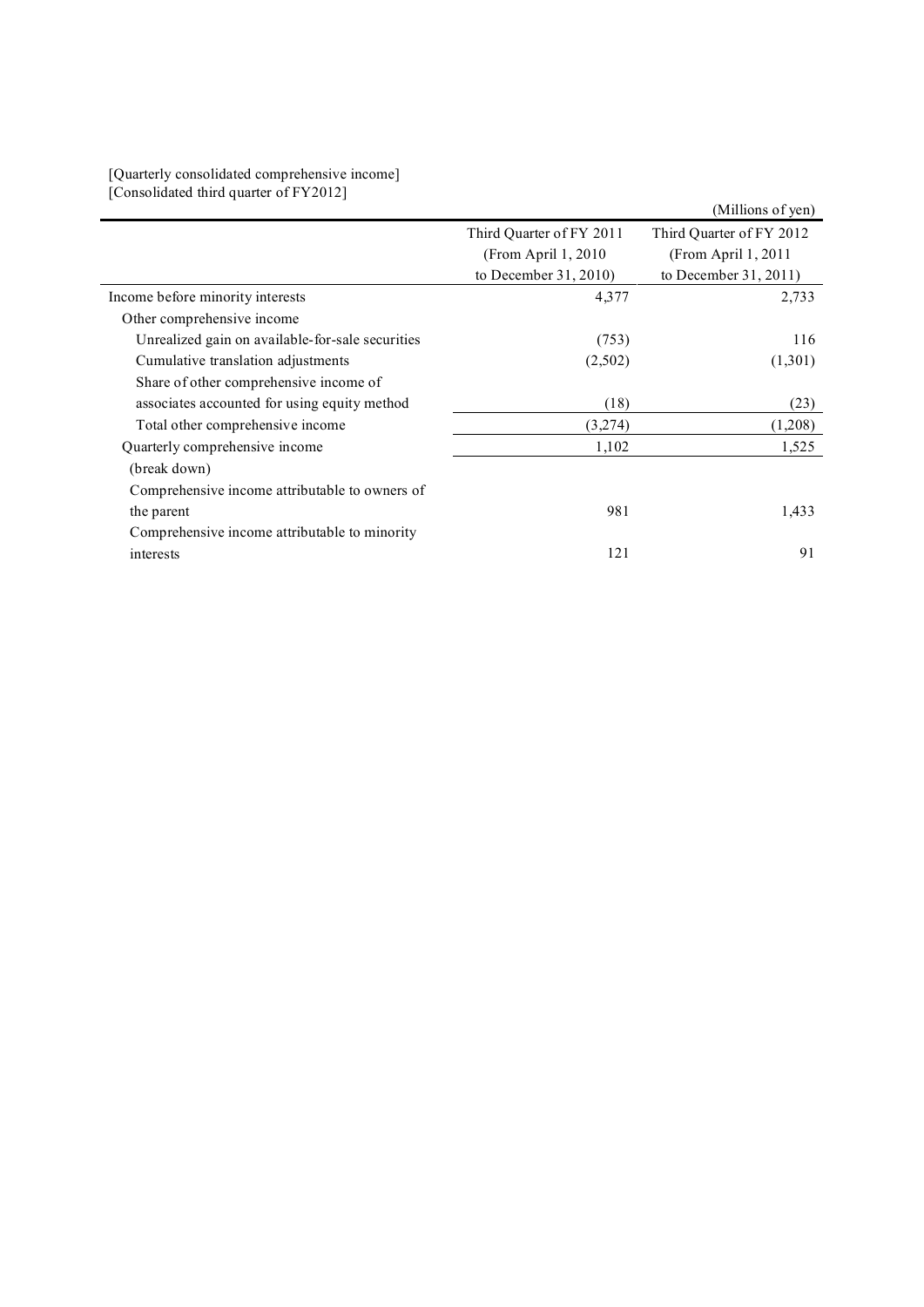[Quarterly consolidated comprehensive income]
[Consolidated third quarter of FY2012]

(Millions of yen)

| | Third Quarter of FY 2011 (From April 1, 2010 to December 31, 2010) | Third Quarter of FY 2012 (From April 1, 2011 to December 31, 2011) |
|---|---|---|
| Income before minority interests | 4,377 | 2,733 |
| Other comprehensive income | | |
| Unrealized gain on available-for-sale securities | (753) | 116 |
| Cumulative translation adjustments | (2,502) | (1,301) |
| Share of other comprehensive income of associates accounted for using equity method | (18) | (23) |
| Total other comprehensive income | (3,274) | (1,208) |
| Quarterly comprehensive income | 1,102 | 1,525 |
| (break down) | | |
| Comprehensive income attributable to owners of the parent | 981 | 1,433 |
| Comprehensive income attributable to minority interests | 121 | 91 |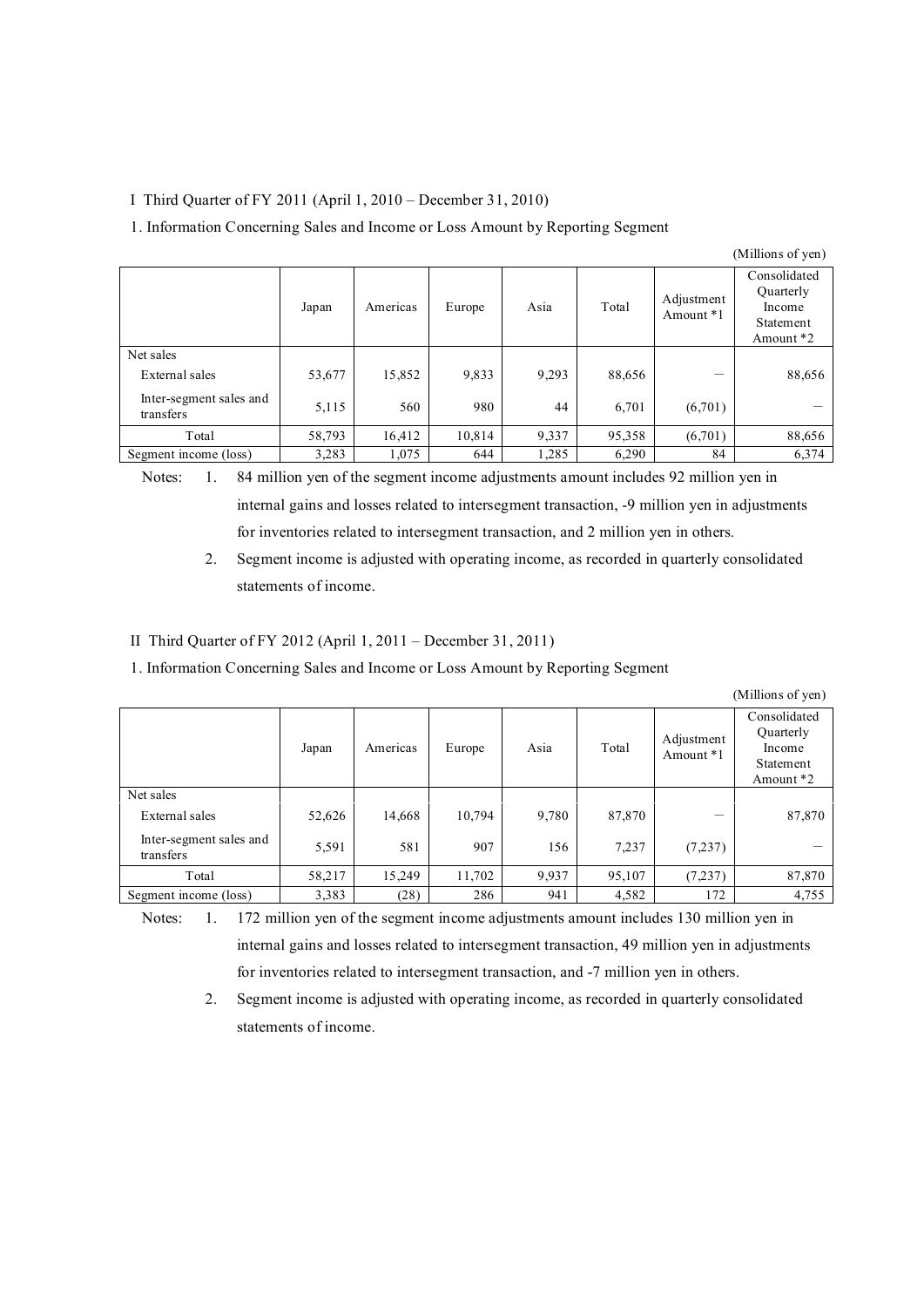I Third Quarter of FY 2011 (April 1, 2010 – December 31, 2010)

1. Information Concerning Sales and Income or Loss Amount by Reporting Segment

(Millions of yen)

| | Japan | Americas | Europe | Asia | Total | Adjustment Amount *1 | Consolidated Quarterly Income Statement Amount *2 |
|---|---|---|---|---|---|---|---|
| Net sales | | | | | | | |
| External sales | 53,677 | 15,852 | 9,833 | 9,293 | 88,656 | — | 88,656 |
| Inter-segment sales and transfers | 5,115 | 560 | 980 | 44 | 6,701 | (6,701) | — |
| Total | 58,793 | 16,412 | 10,814 | 9,337 | 95,358 | (6,701) | 88,656 |
| Segment income (loss) | 3,283 | 1,075 | 644 | 1,285 | 6,290 | 84 | 6,374 |

Notes: 1. 84 million yen of the segment income adjustments amount includes 92 million yen in internal gains and losses related to intersegment transaction, -9 million yen in adjustments for inventories related to intersegment transaction, and 2 million yen in others.

2. Segment income is adjusted with operating income, as recorded in quarterly consolidated statements of income.

II Third Quarter of FY 2012 (April 1, 2011 – December 31, 2011)

1. Information Concerning Sales and Income or Loss Amount by Reporting Segment

(Millions of yen)

| | Japan | Americas | Europe | Asia | Total | Adjustment Amount *1 | Consolidated Quarterly Income Statement Amount *2 |
|---|---|---|---|---|---|---|---|
| Net sales | | | | | | | |
| External sales | 52,626 | 14,668 | 10,794 | 9,780 | 87,870 | — | 87,870 |
| Inter-segment sales and transfers | 5,591 | 581 | 907 | 156 | 7,237 | (7,237) | — |
| Total | 58,217 | 15,249 | 11,702 | 9,937 | 95,107 | (7,237) | 87,870 |
| Segment income (loss) | 3,383 | (28) | 286 | 941 | 4,582 | 172 | 4,755 |

Notes: 1. 172 million yen of the segment income adjustments amount includes 130 million yen in internal gains and losses related to intersegment transaction, 49 million yen in adjustments for inventories related to intersegment transaction, and -7 million yen in others.

2. Segment income is adjusted with operating income, as recorded in quarterly consolidated statements of income.